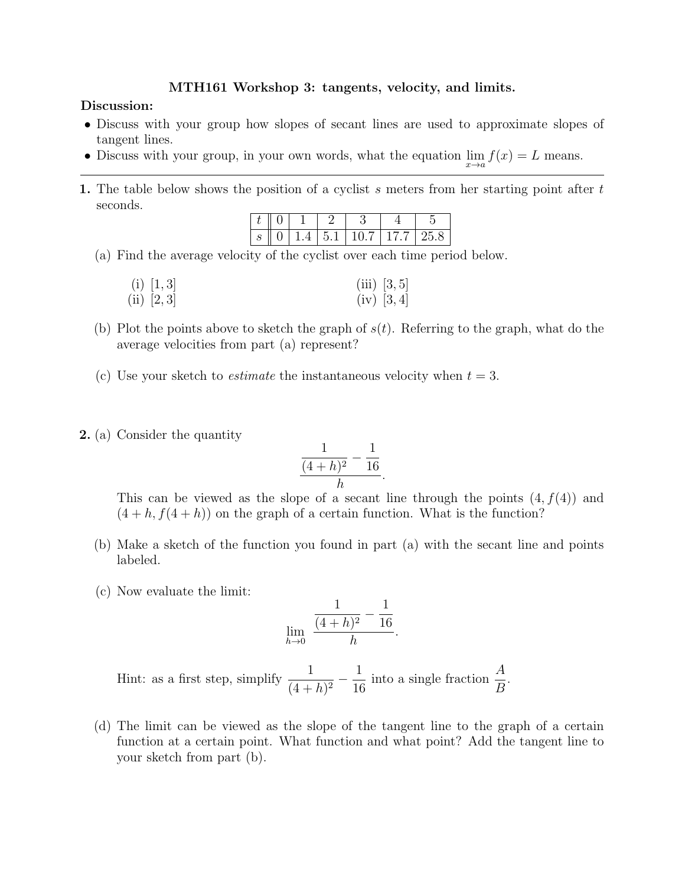# MTH161 Workshop 3: tangents, velocity, and limits.

**Discussion:**

- Discuss with your group how slopes of secant lines are used to approximate slopes of tangent lines.
- Discuss with your group, in your own words, what the equation $\lim_{x \to a} f(x) = L$ means.

---

**1.** The table below shows the position of a cyclist $s$ meters from her starting point after $t$ seconds.

| $t$ | 0 | 1 | 2 | 3 | 4 | 5 |
|---|---|---|---|---|---|---|
| $s$ | 0 | 1.4 | 5.1 | 10.7 | 17.7 | 25.8 |

(a) Find the average velocity of the cyclist over each time period below.

(i) $[1, 3]$

(ii) $[2, 3]$

(iii) $[3, 5]$

(iv) $[3, 4]$

(b) Plot the points above to sketch the graph of $s(t)$. Referring to the graph, what do the average velocities from part (a) represent?

(c) Use your sketch to *estimate* the instantaneous velocity when $t = 3$.

**2.** (a) Consider the quantity

$$\frac{\dfrac{1}{(4+h)^2} - \dfrac{1}{16}}{h}.$$

This can be viewed as the slope of a secant line through the points $(4, f(4))$ and $(4 + h, f(4 + h))$ on the graph of a certain function. What is the function?

(b) Make a sketch of the function you found in part (a) with the secant line and points labeled.

(c) Now evaluate the limit:

$$\lim_{h \to 0} \frac{\dfrac{1}{(4+h)^2} - \dfrac{1}{16}}{h}.$$

Hint: as a first step, simplify $\dfrac{1}{(4+h)^2} - \dfrac{1}{16}$ into a single fraction $\dfrac{A}{B}$.

(d) The limit can be viewed as the slope of the tangent line to the graph of a certain function at a certain point. What function and what point? Add the tangent line to your sketch from part (b).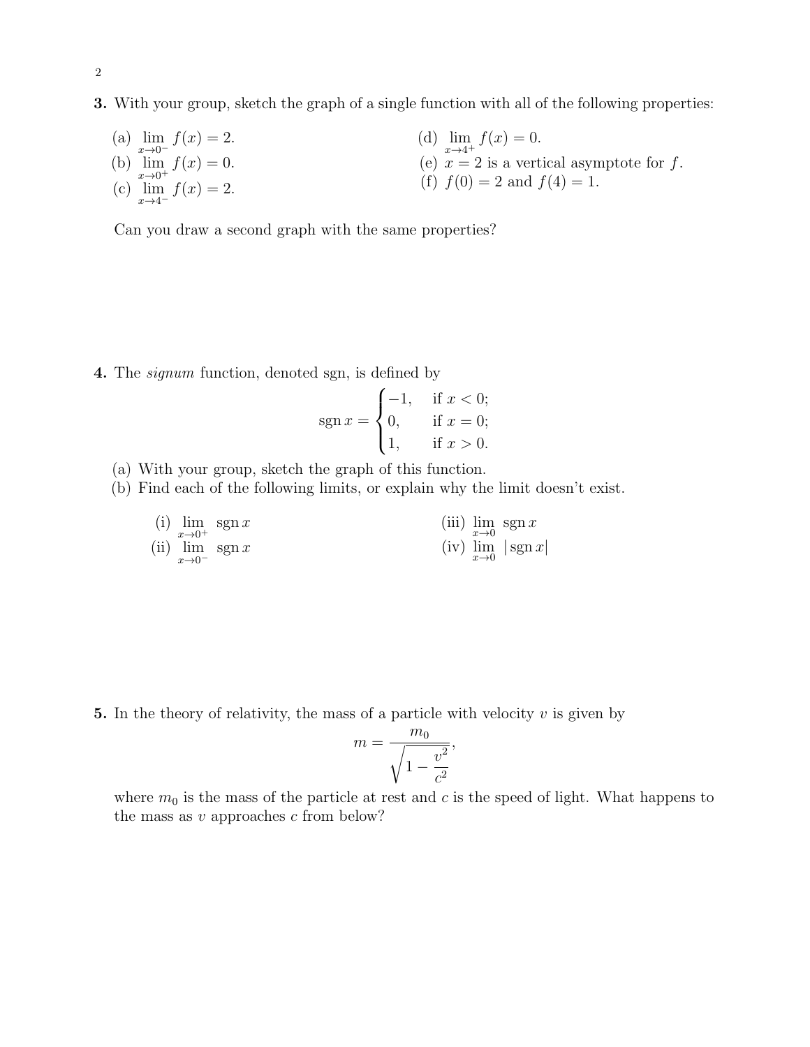**3.** With your group, sketch the graph of a single function with all of the following properties:

(a) $\lim_{x \to 0^-} f(x) = 2$.

(b) $\lim_{x \to 0^+} f(x) = 0$.

(c) $\lim_{x \to 4^-} f(x) = 2$.

(d) $\lim_{x \to 4^+} f(x) = 0$.

(e) $x = 2$ is a vertical asymptote for $f$.

(f) $f(0) = 2$ and $f(4) = 1$.

Can you draw a second graph with the same properties?

**4.** The *signum* function, denoted sgn, is defined by

$$\operatorname{sgn} x = \begin{cases} -1, & \text{if } x < 0; \\ 0, & \text{if } x = 0; \\ 1, & \text{if } x > 0. \end{cases}$$

(a) With your group, sketch the graph of this function.

(b) Find each of the following limits, or explain why the limit doesn't exist.

(i) $\lim_{x \to 0^+} \operatorname{sgn} x$

(ii) $\lim_{x \to 0^-} \operatorname{sgn} x$

(iii) $\lim_{x \to 0} \operatorname{sgn} x$

(iv) $\lim_{x \to 0} |\operatorname{sgn} x|$

**5.** In the theory of relativity, the mass of a particle with velocity $v$ is given by

$$m = \frac{m_0}{\sqrt{1 - \dfrac{v^2}{c^2}}},$$

where $m_0$ is the mass of the particle at rest and $c$ is the speed of light. What happens to the mass as $v$ approaches $c$ from below?